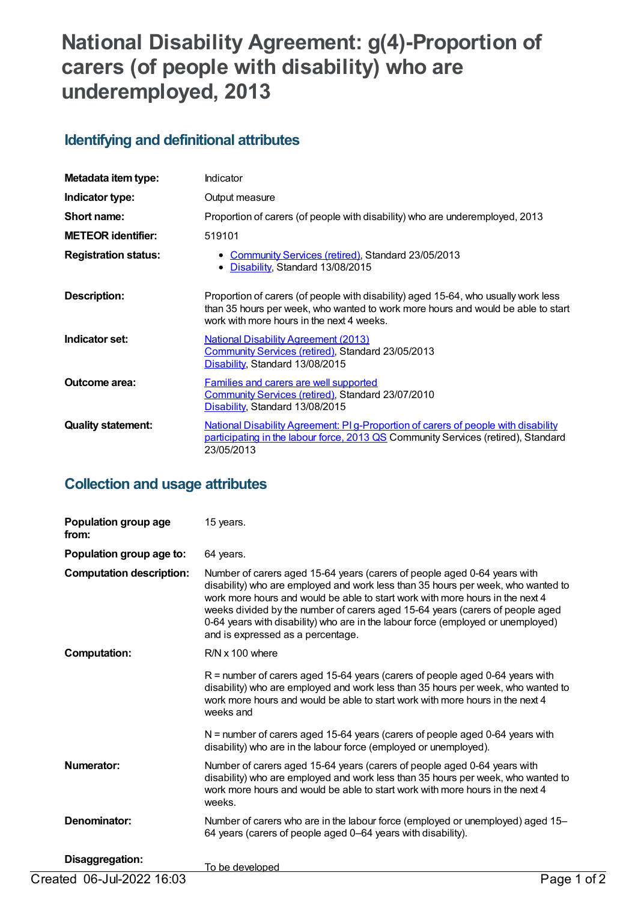# National Disability Agreement: g(4)-Proportion of carers (of people with disability) who are underemployed, 2013

## Identifying and definitional attributes

| | |
|---|---|
| **Metadata item type:** | Indicator |
| **Indicator type:** | Output measure |
| **Short name:** | Proportion of carers (of people with disability) who are underemployed, 2013 |
| **METEOR identifier:** | 519101 |
| **Registration status:** | • Community Services (retired), Standard 23/05/2013<br>• Disability, Standard 13/08/2015 |
| **Description:** | Proportion of carers (of people with disability) aged 15-64, who usually work less than 35 hours per week, who wanted to work more hours and would be able to start work with more hours in the next 4 weeks. |
| **Indicator set:** | National Disability Agreement (2013)<br>Community Services (retired), Standard 23/05/2013<br>Disability, Standard 13/08/2015 |
| **Outcome area:** | Families and carers are well supported<br>Community Services (retired), Standard 23/07/2010<br>Disability, Standard 13/08/2015 |
| **Quality statement:** | National Disability Agreement: PI g-Proportion of carers of people with disability participating in the labour force, 2013 QS Community Services (retired), Standard 23/05/2013 |

## Collection and usage attributes

| | |
|---|---|
| **Population group age from:** | 15 years. |
| **Population group age to:** | 64 years. |
| **Computation description:** | Number of carers aged 15-64 years (carers of people aged 0-64 years with disability) who are employed and work less than 35 hours per week, who wanted to work more hours and would be able to start work with more hours in the next 4 weeks divided by the number of carers aged 15-64 years (carers of people aged 0-64 years with disability) who are in the labour force (employed or unemployed) and is expressed as a percentage. |
| **Computation:** | R/N x 100 where<br><br>R = number of carers aged 15-64 years (carers of people aged 0-64 years with disability) who are employed and work less than 35 hours per week, who wanted to work more hours and would be able to start work with more hours in the next 4 weeks and<br><br>N = number of carers aged 15-64 years (carers of people aged 0-64 years with disability) who are in the labour force (employed or unemployed). |
| **Numerator:** | Number of carers aged 15-64 years (carers of people aged 0-64 years with disability) who are employed and work less than 35 hours per week, who wanted to work more hours and would be able to start work with more hours in the next 4 weeks. |
| **Denominator:** | Number of carers who are in the labour force (employed or unemployed) aged 15–64 years (carers of people aged 0–64 years with disability). |
| **Disaggregation:** | To be developed |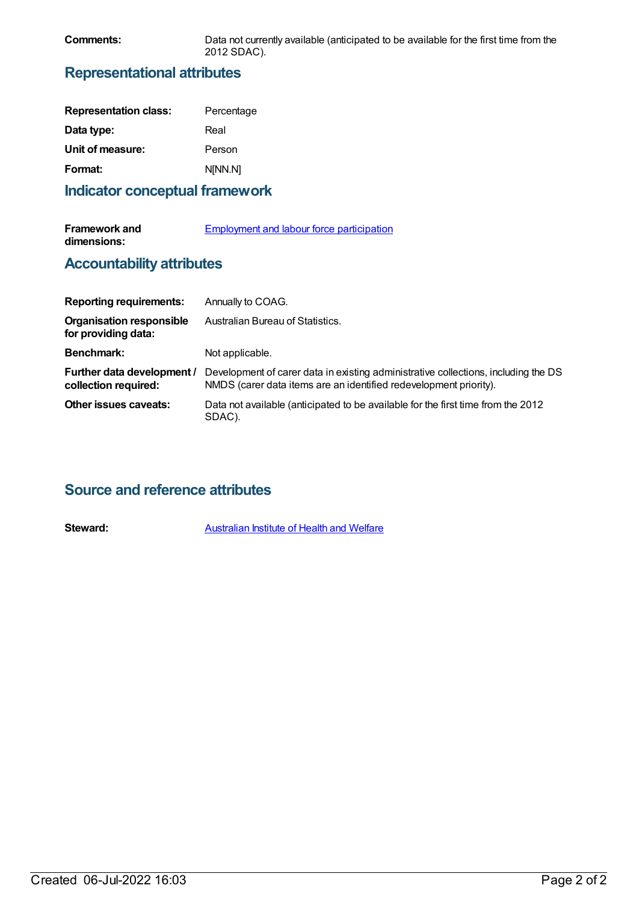**Comments:** Data not currently available (anticipated to be available for the first time from the 2012 SDAC).

## Representational attributes

| | |
|---|---|
| **Representation class:** | Percentage |
| **Data type:** | Real |
| **Unit of measure:** | Person |
| **Format:** | N[NN.N] |

## Indicator conceptual framework

| | |
|---|---|
| **Framework and dimensions:** | Employment and labour force participation |

## Accountability attributes

| | |
|---|---|
| **Reporting requirements:** | Annually to COAG. |
| **Organisation responsible for providing data:** | Australian Bureau of Statistics. |
| **Benchmark:** | Not applicable. |
| **Further data development / collection required:** | Development of carer data in existing administrative collections, including the DS NMDS (carer data items are an identified redevelopment priority). |
| **Other issues caveats:** | Data not available (anticipated to be available for the first time from the 2012 SDAC). |

## Source and reference attributes

| | |
|---|---|
| **Steward:** | Australian Institute of Health and Welfare |